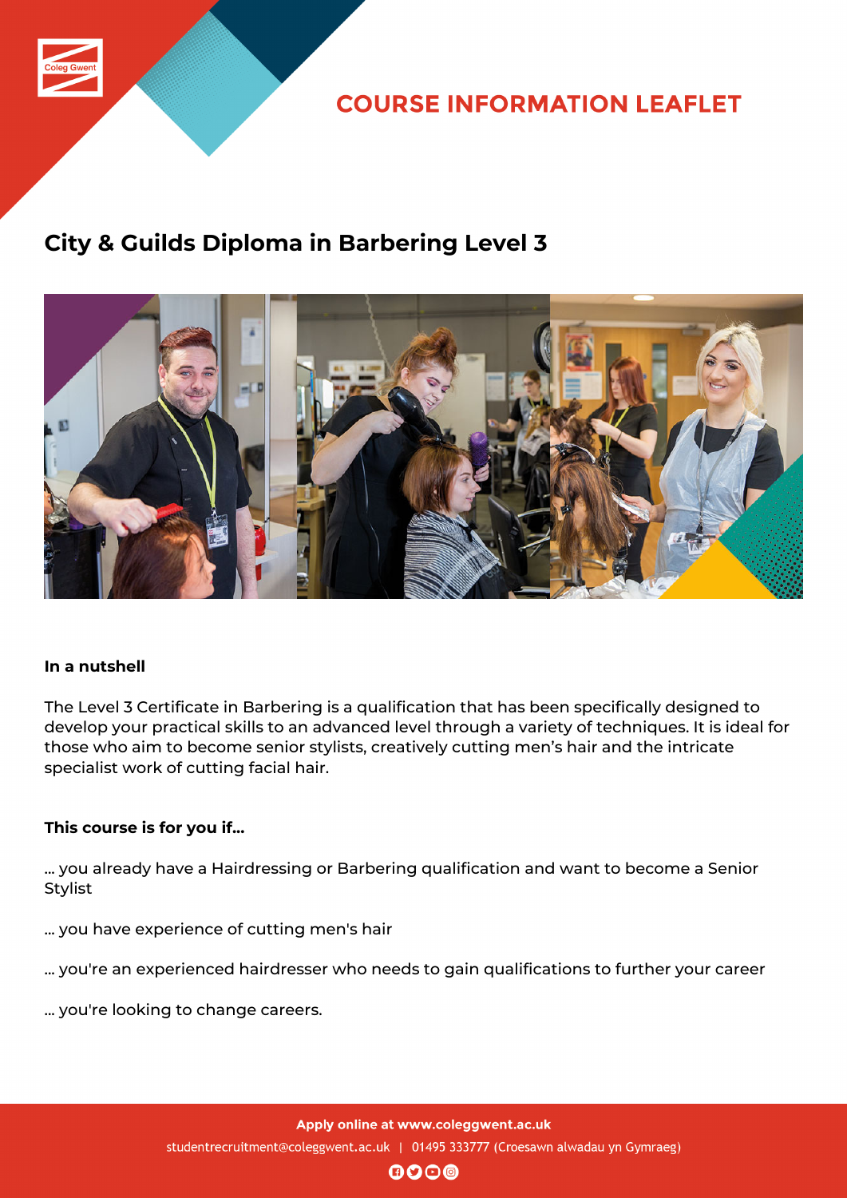COURSE INFORMATION LEAFLET

# City & Guilds Diploma in Barbering Level 3

### In a nutshell

The Level 3 Certificate in Barbering is a qualification that has been specifically designed to develop your practical skills to an advanced level through a variety of techniques. It is ideal for those who aim to become senior stylists, creatively cutting men's hair and the intricate specialist work of cutting facial hair.

### This course is for you if...

... you already have a Hairdressing or Barbering qualification and want to become a Senior Stylist

... you have experience of cutting men's hair

... you're an experienced hairdresser who needs to gain qualifications to further your career

... you're looking to change careers.

**Apply online at www.coleggwent.ac.uk**

studentrecruitment@coleggwent.ac.uk | 01495 333777 (Croesawn alwadau yn Gymraeg)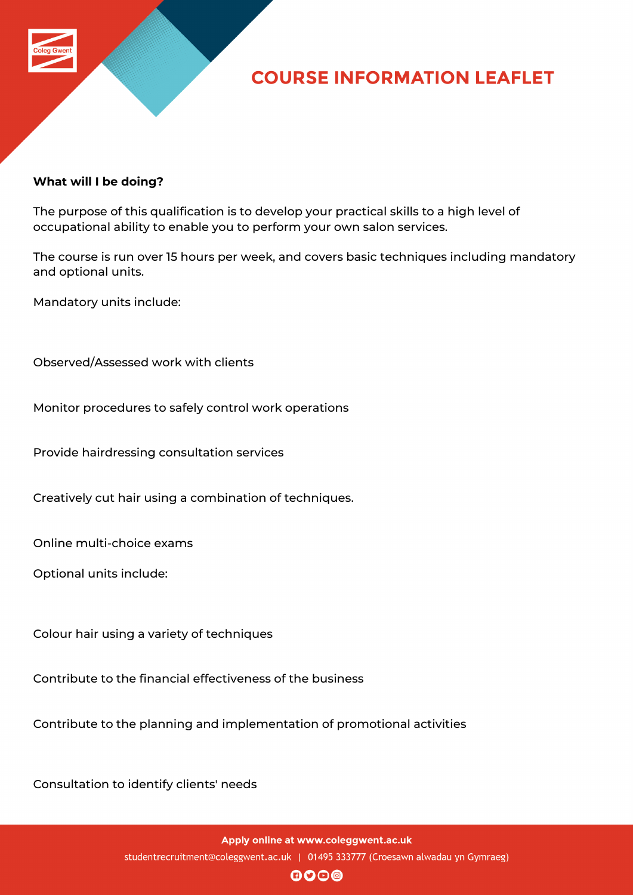**What will I be doing?**

The purpose of this qualification is to develop your practical skills to a high level of occupational ability to enable you to perform your own salon services.

The course is run over 15 hours per week, and covers basic techniques including mandatory and optional units.

Mandatory units include:

Observed/Assessed work with clients

Monitor procedures to safely control work operations

Provide hairdressing consultation services

Creatively cut hair using a combination of techniques.

Online multi-choice exams

Optional units include:

Colour hair using a variety of techniques

Contribute to the financial effectiveness of the business

Contribute to the planning and implementation of promotional activities

Consultation to identify clients' needs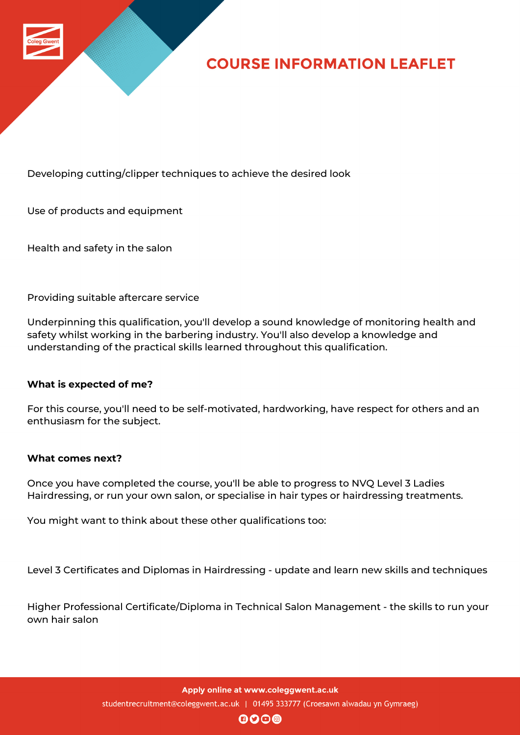Developing cutting/clipper techniques to achieve the desired look

Use of products and equipment

Health and safety in the salon

Providing suitable aftercare service

Underpinning this qualification, you'll develop a sound knowledge of monitoring health and safety whilst working in the barbering industry. You'll also develop a knowledge and understanding of the practical skills learned throughout this qualification.

**What is expected of me?**

For this course, you'll need to be self-motivated, hardworking, have respect for others and an enthusiasm for the subject.

**What comes next?**

Once you have completed the course, you'll be able to progress to NVQ Level 3 Ladies Hairdressing, or run your own salon, or specialise in hair types or hairdressing treatments.

You might want to think about these other qualifications too:

Level 3 Certificates and Diplomas in Hairdressing - update and learn new skills and techniques

Higher Professional Certificate/Diploma in Technical Salon Management - the skills to run your own hair salon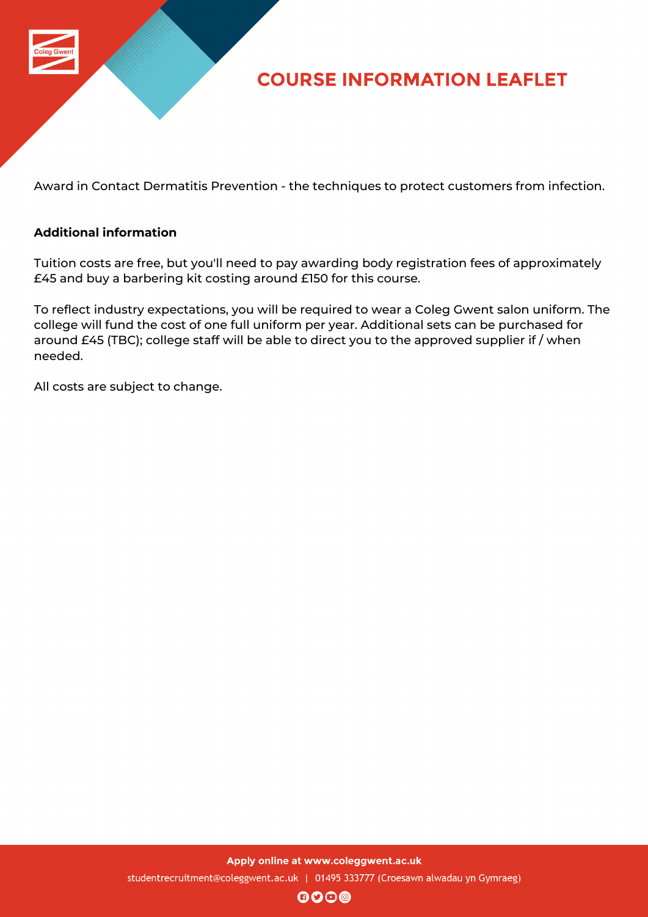Award in Contact Dermatitis Prevention - the techniques to protect customers from infection.

**Additional information**

Tuition costs are free, but you'll need to pay awarding body registration fees of approximately £45 and buy a barbering kit costing around £150 for this course.

To reflect industry expectations, you will be required to wear a Coleg Gwent salon uniform. The college will fund the cost of one full uniform per year. Additional sets can be purchased for around £45 (TBC); college staff will be able to direct you to the approved supplier if / when needed.

All costs are subject to change.